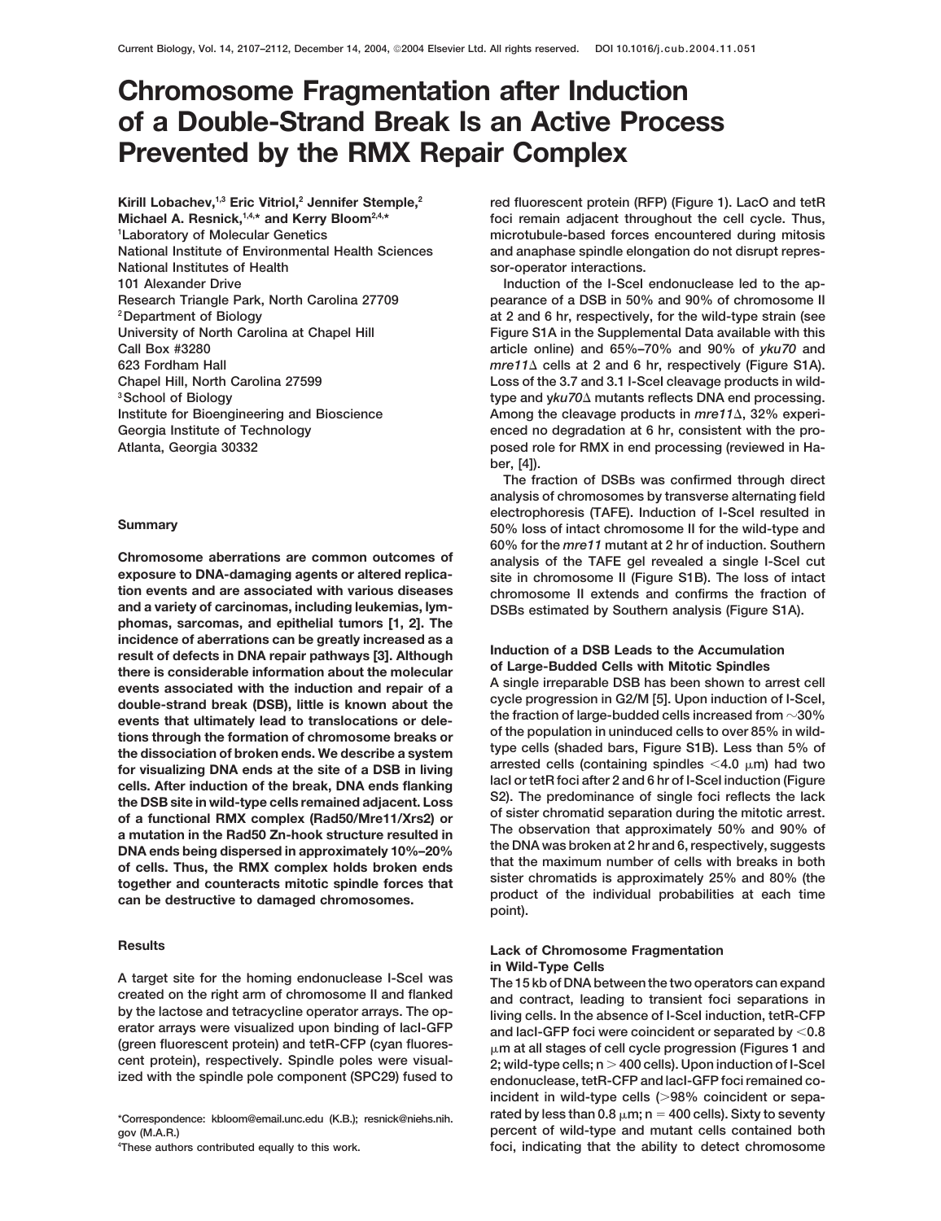# Chromosome Fragmentation after Induction of a Double-Strand Break Is an Active Process Prevented by the RMX Repair Complex

Kirill Lobachev,[1,3] Eric Vitriol,[2] Jennifer Stemple,[2] Michael A. Resnick,[1,4,*] and Kerry Bloom[2,4,*]

[1]Laboratory of Molecular Genetics
National Institute of Environmental Health Sciences
National Institutes of Health
101 Alexander Drive
Research Triangle Park, North Carolina 27709

[2]Department of Biology
University of North Carolina at Chapel Hill
Call Box #3280
623 Fordham Hall
Chapel Hill, North Carolina 27599

[3]School of Biology
Institute for Bioengineering and Bioscience
Georgia Institute of Technology
Atlanta, Georgia 30332

## Summary

**Chromosome aberrations are common outcomes of exposure to DNA-damaging agents or altered replication events and are associated with various diseases and a variety of carcinomas, including leukemias, lymphomas, sarcomas, and epithelial tumors [1, 2]. The incidence of aberrations can be greatly increased as a result of defects in DNA repair pathways [3]. Although there is considerable information about the molecular events associated with the induction and repair of a double-strand break (DSB), little is known about the events that ultimately lead to translocations or deletions through the formation of chromosome breaks or the dissociation of broken ends. We describe a system for visualizing DNA ends at the site of a DSB in living cells. After induction of the break, DNA ends flanking the DSB site in wild-type cells remained adjacent. Loss of a functional RMX complex (Rad50/Mre11/Xrs2) or a mutation in the Rad50 Zn-hook structure resulted in DNA ends being dispersed in approximately 10%–20% of cells. Thus, the RMX complex holds broken ends together and counteracts mitotic spindle forces that can be destructive to damaged chromosomes.**

## Results

A target site for the homing endonuclease I-SceI was created on the right arm of chromosome II and flanked by the lactose and tetracycline operator arrays. The operator arrays were visualized upon binding of lacI-GFP (green fluorescent protein) and tetR-CFP (cyan fluorescent protein), respectively. Spindle poles were visualized with the spindle pole component (SPC29) fused to red fluorescent protein (RFP) (Figure 1). LacO and tetR foci remain adjacent throughout the cell cycle. Thus, microtubule-based forces encountered during mitosis and anaphase spindle elongation do not disrupt repressor-operator interactions.

Induction of the I-SceI endonuclease led to the appearance of a DSB in 50% and 90% of chromosome II at 2 and 6 hr, respectively, for the wild-type strain (see Figure S1A in the Supplemental Data available with this article online) and 65%–70% and 90% of *yku70* and *mre11*Δ cells at 2 and 6 hr, respectively (Figure S1A). Loss of the 3.7 and 3.1 I-SceI cleavage products in wild-type and *yku70*Δ mutants reflects DNA end processing. Among the cleavage products in *mre11*Δ, 32% experienced no degradation at 6 hr, consistent with the proposed role for RMX in end processing (reviewed in Haber, [4]).

The fraction of DSBs was confirmed through direct analysis of chromosomes by transverse alternating field electrophoresis (TAFE). Induction of I-SceI resulted in 50% loss of intact chromosome II for the wild-type and 60% for the *mre11* mutant at 2 hr of induction. Southern analysis of the TAFE gel revealed a single I-SceI cut site in chromosome II (Figure S1B). The loss of intact chromosome II extends and confirms the fraction of DSBs estimated by Southern analysis (Figure S1A).

### Induction of a DSB Leads to the Accumulation of Large-Budded Cells with Mitotic Spindles

A single irreparable DSB has been shown to arrest cell cycle progression in G2/M [5]. Upon induction of I-SceI, the fraction of large-budded cells increased from ~30% of the population in uninduced cells to over 85% in wild-type cells (shaded bars, Figure S1B). Less than 5% of arrested cells (containing spindles <4.0 μm) had two lacI or tetR foci after 2 and 6 hr of I-SceI induction (Figure S2). The predominance of single foci reflects the lack of sister chromatid separation during the mitotic arrest. The observation that approximately 50% and 90% of the DNA was broken at 2 hr and 6, respectively, suggests that the maximum number of cells with breaks in both sister chromatids is approximately 25% and 80% (the product of the individual probabilities at each time point).

### Lack of Chromosome Fragmentation in Wild-Type Cells

The 15 kb of DNA between the two operators can expand and contract, leading to transient foci separations in living cells. In the absence of I-SceI induction, tetR-CFP and lacI-GFP foci were coincident or separated by <0.8 μm at all stages of cell cycle progression (Figures 1 and 2; wild-type cells; n > 400 cells). Upon induction of I-SceI endonuclease, tetR-CFP and lacI-GFP foci remained coincident in wild-type cells (>98% coincident or separated by less than 0.8 μm; n = 400 cells). Sixty to seventy percent of wild-type and mutant cells contained both foci, indicating that the ability to detect chromosome

*Correspondence: kbloom@email.unc.edu (K.B.); resnick@niehs.nih.gov (M.A.R.)

[4]These authors contributed equally to this work.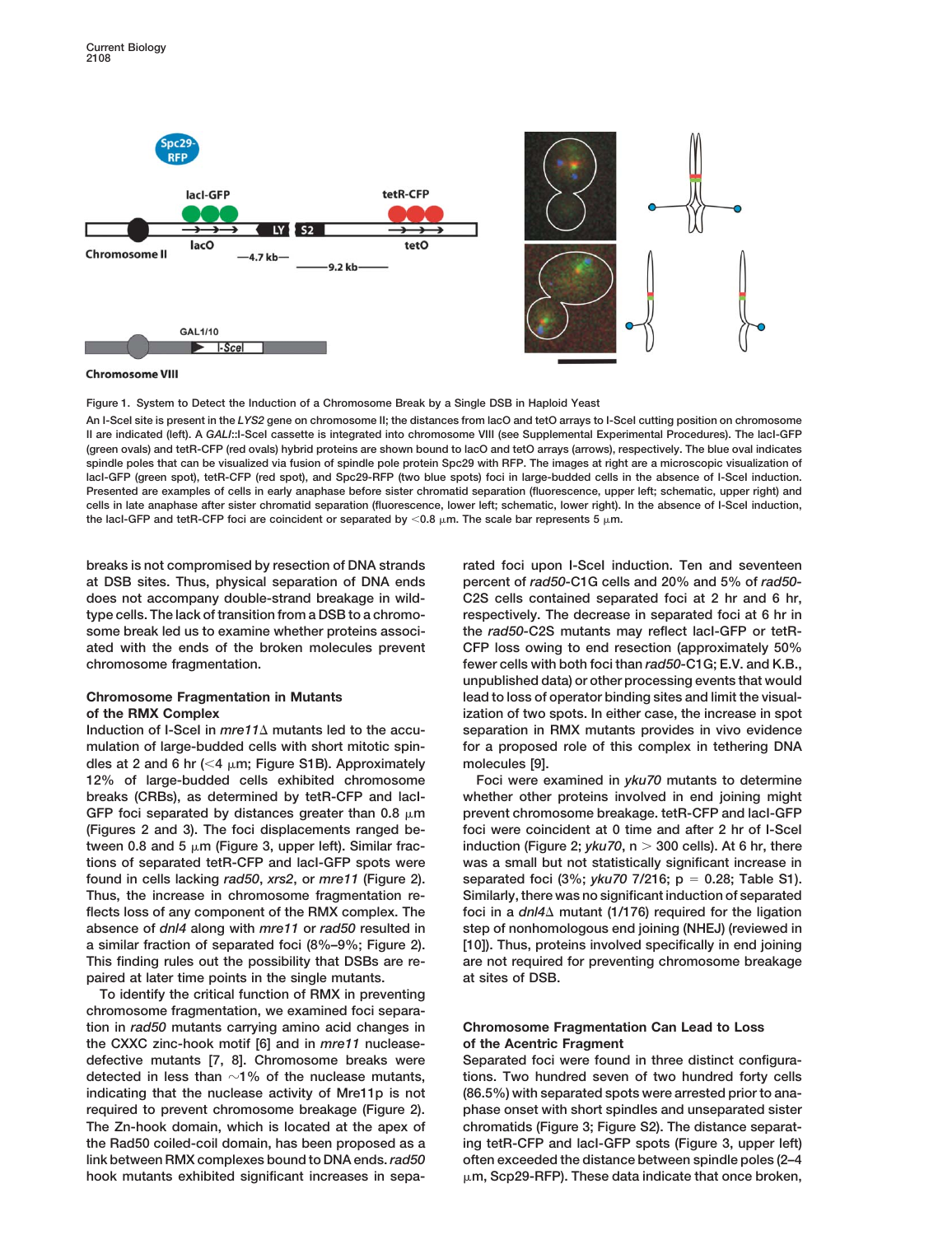Figure 1. System to Detect the Induction of a Chromosome Break by a Single DSB in Haploid Yeast

An I-SceI site is present in the *LYS2* gene on chromosome II; the distances from lacO and tetO arrays to I-SceI cutting position on chromosome II are indicated (left). A *GAL*::I-SceI cassette is integrated into chromosome VIII (see Supplemental Experimental Procedures). The lacI-GFP (green ovals) and tetR-CFP (red ovals) hybrid proteins are shown bound to lacO and tetO arrays (arrows), respectively. The blue oval indicates spindle poles that can be visualized via fusion of spindle pole protein Spc29 with RFP. The images at right are a microscopic visualization of lacI-GFP (green spot), tetR-CFP (red spot), and Spc29-RFP (two blue spots) foci in large-budded cells in the absence of I-SceI induction. Presented are examples of cells in early anaphase before sister chromatid separation (fluorescence, upper left; schematic, upper right) and cells in late anaphase after sister chromatid separation (fluorescence, lower left; schematic, lower right). In the absence of I-SceI induction, the lacI-GFP and tetR-CFP foci are coincident or separated by <0.8 μm. The scale bar represents 5 μm.

breaks is not compromised by resection of DNA strands at DSB sites. Thus, physical separation of DNA ends does not accompany double-strand breakage in wild-type cells. The lack of transition from a DSB to a chromosome break led us to examine whether proteins associated with the ends of the broken molecules prevent chromosome fragmentation.

## Chromosome Fragmentation in Mutants of the RMX Complex

Induction of I-SceI in *mre11*Δ mutants led to the accumulation of large-budded cells with short mitotic spindles at 2 and 6 hr (<4 μm; Figure S1B). Approximately 12% of large-budded cells exhibited chromosome breaks (CRBs), as determined by tetR-CFP and lacI-GFP foci separated by distances greater than 0.8 μm (Figures 2 and 3). The foci displacements ranged between 0.8 and 5 μm (Figure 3, upper left). Similar fractions of separated tetR-CFP and lacI-GFP spots were found in cells lacking *rad50*, *xrs2*, or *mre11* (Figure 2). Thus, the increase in chromosome fragmentation reflects loss of any component of the RMX complex. The absence of *dnl4* along with *mre11* or *rad50* resulted in a similar fraction of separated foci (8%–9%; Figure 2). This finding rules out the possibility that DSBs are repaired at later time points in the single mutants.

To identify the critical function of RMX in preventing chromosome fragmentation, we examined foci separation in *rad50* mutants carrying amino acid changes in the CXXC zinc-hook motif [6] and in *mre11* nuclease-defective mutants [7, 8]. Chromosome breaks were detected in less than ~1% of the nuclease mutants, indicating that the nuclease activity of Mre11p is not required to prevent chromosome breakage (Figure 2). The Zn-hook domain, which is located at the apex of the Rad50 coiled-coil domain, has been proposed as a link between RMX complexes bound to DNA ends. *rad50* hook mutants exhibited significant increases in separated foci upon I-SceI induction. Ten and seventeen percent of *rad50*-C1G cells and 20% and 5% of *rad50*-C2S cells contained separated foci at 2 hr and 6 hr, respectively. The decrease in separated foci at 6 hr in the *rad50*-C2S mutants may reflect lacI-GFP or tetR-CFP loss owing to end resection (approximately 50% fewer cells with both foci than *rad50*-C1G; E.V. and K.B., unpublished data) or other processing events that would lead to loss of operator binding sites and limit the visualization of two spots. In either case, the increase in spot separation in RMX mutants provides in vivo evidence for a proposed role of this complex in tethering DNA molecules [9].

Foci were examined in *yku70* mutants to determine whether other proteins involved in end joining might prevent chromosome breakage. tetR-CFP and lacI-GFP foci were coincident at 0 time and after 2 hr of I-SceI induction (Figure 2; *yku70*, n > 300 cells). At 6 hr, there was a small but not statistically significant increase in separated foci (3%; *yku70* 7/216; p = 0.28; Table S1). Similarly, there was no significant induction of separated foci in a *dnl4*Δ mutant (1/176) required for the ligation step of nonhomologous end joining (NHEJ) (reviewed in [10]). Thus, proteins involved specifically in end joining are not required for preventing chromosome breakage at sites of DSB.

## Chromosome Fragmentation Can Lead to Loss of the Acentric Fragment

Separated foci were found in three distinct configurations. Two hundred seven of two hundred forty cells (86.5%) with separated spots were arrested prior to anaphase onset with short spindles and unseparated sister chromatids (Figure 3; Figure S2). The distance separating tetR-CFP and lacI-GFP spots (Figure 3, upper left) often exceeded the distance between spindle poles (2–4 μm, Scp29-RFP). These data indicate that once broken,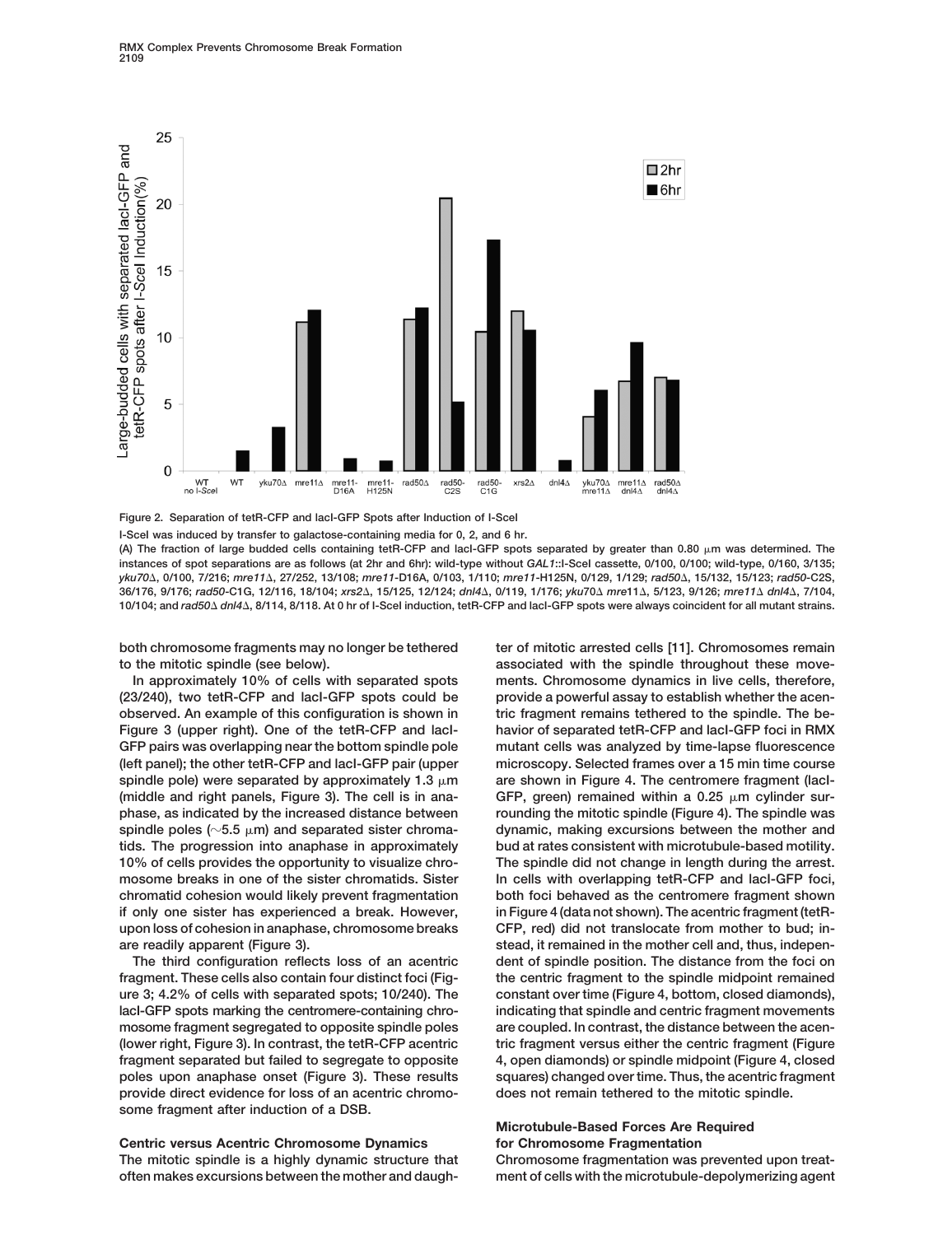Figure 2. Separation of tetR-CFP and lacI-GFP Spots after Induction of I-SceI

I-SceI was induced by transfer to galactose-containing media for 0, 2, and 6 hr.

(A) The fraction of large budded cells containing tetR-CFP and lacI-GFP spots separated by greater than 0.80 μm was determined. The instances of spot separations are as follows (at 2hr and 6hr): wild-type without *GAL1*::I-SceI cassette, 0/100, 0/100; wild-type, 0/160, 3/135; *yku70*Δ, 0/100, 7/216; *mre11*Δ, 27/252, 13/108; *mre11*-D16A, 0/103, 1/110; *mre11*-H125N, 0/129, 1/129; *rad50*Δ, 15/132, 15/123; *rad50*-C2S, 36/176, 9/176; *rad50*-C1G, 12/116, 18/104; *xrs2*Δ, 15/125, 12/124; *dnl4*Δ, 0/119, 1/176; *yku70*Δ *mre11*Δ, 5/123, 9/126; *mre11*Δ *dnl4*Δ, 7/104, 10/104; and *rad50*Δ *dnl4*Δ, 8/114, 8/118. At 0 hr of I-SceI induction, tetR-CFP and lacI-GFP spots were always coincident for all mutant strains.

both chromosome fragments may no longer be tethered to the mitotic spindle (see below).

In approximately 10% of cells with separated spots (23/240), two tetR-CFP and lacI-GFP spots could be observed. An example of this configuration is shown in Figure 3 (upper right). One of the tetR-CFP and lacI-GFP pairs was overlapping near the bottom spindle pole (left panel); the other tetR-CFP and lacI-GFP pair (upper spindle pole) were separated by approximately 1.3 μm (middle and right panels, Figure 3). The cell is in anaphase, as indicated by the increased distance between spindle poles (∼5.5 μm) and separated sister chromatids. The progression into anaphase in approximately 10% of cells provides the opportunity to visualize chromosome breaks in one of the sister chromatids. Sister chromatid cohesion would likely prevent fragmentation if only one sister has experienced a break. However, upon loss of cohesion in anaphase, chromosome breaks are readily apparent (Figure 3).

The third configuration reflects loss of an acentric fragment. These cells also contain four distinct foci (Figure 3; 4.2% of cells with separated spots; 10/240). The lacI-GFP spots marking the centromere-containing chromosome fragment segregated to opposite spindle poles (lower right, Figure 3). In contrast, the tetR-CFP acentric fragment separated but failed to segregate to opposite poles upon anaphase onset (Figure 3). These results provide direct evidence for loss of an acentric chromosome fragment after induction of a DSB.

## Centric versus Acentric Chromosome Dynamics

The mitotic spindle is a highly dynamic structure that often makes excursions between the mother and daughter of mitotic arrested cells [11]. Chromosomes remain associated with the spindle throughout these movements. Chromosome dynamics in live cells, therefore, provide a powerful assay to establish whether the acentric fragment remains tethered to the spindle. The behavior of separated tetR-CFP and lacI-GFP foci in RMX mutant cells was analyzed by time-lapse fluorescence microscopy. Selected frames over a 15 min time course are shown in Figure 4. The centromere fragment (lacI-GFP, green) remained within a 0.25 μm cylinder surrounding the mitotic spindle (Figure 4). The spindle was dynamic, making excursions between the mother and bud at rates consistent with microtubule-based motility. The spindle did not change in length during the arrest. In cells with overlapping tetR-CFP and lacI-GFP foci, both foci behaved as the centromere fragment shown in Figure 4 (data not shown). The acentric fragment (tetR-CFP, red) did not translocate from mother to bud; instead, it remained in the mother cell and, thus, independent of spindle position. The distance from the foci on the centric fragment to the spindle midpoint remained constant over time (Figure 4, bottom, closed diamonds), indicating that spindle and centric fragment movements are coupled. In contrast, the distance between the acentric fragment versus either the centric fragment (Figure 4, open diamonds) or spindle midpoint (Figure 4, closed squares) changed over time. Thus, the acentric fragment does not remain tethered to the mitotic spindle.

## Microtubule-Based Forces Are Required for Chromosome Fragmentation

Chromosome fragmentation was prevented upon treatment of cells with the microtubule-depolymerizing agent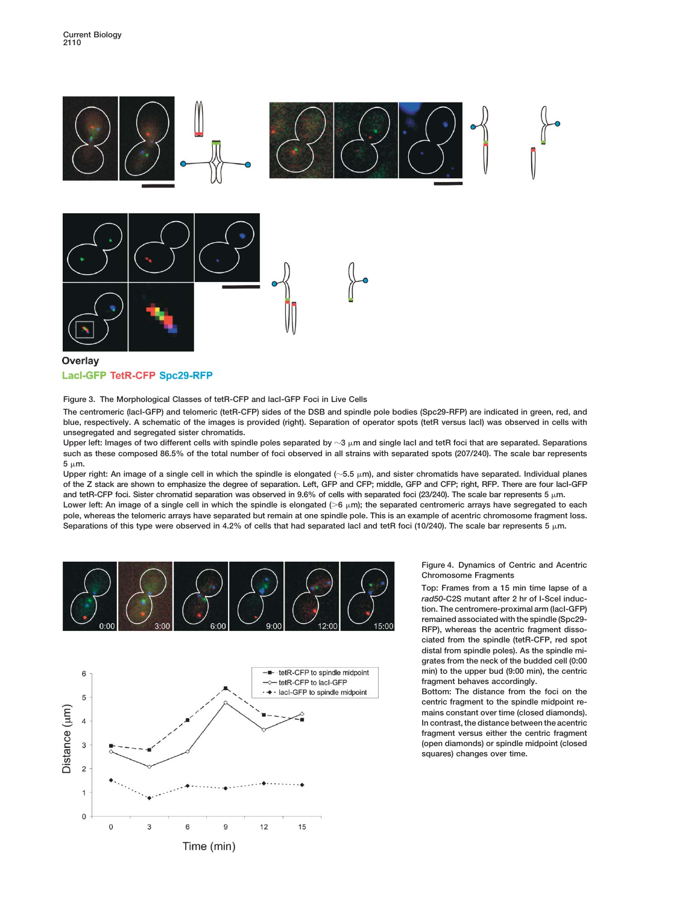Overlay

LacI-GFP TetR-CFP Spc29-RFP

Figure 3. The Morphological Classes of tetR-CFP and lacI-GFP Foci in Live Cells

The centromeric (lacI-GFP) and telomeric (tetR-CFP) sides of the DSB and spindle pole bodies (Spc29-RFP) are indicated in green, red, and blue, respectively. A schematic of the images is provided (right). Separation of operator spots (tetR versus lacI) was observed in cells with unsegregated and segregated sister chromatids.

Upper left: Images of two different cells with spindle poles separated by ~3 μm and single lacI and tetR foci that are separated. Separations such as these composed 86.5% of the total number of foci observed in all strains with separated spots (207/240). The scale bar represents 5 μm.

Upper right: An image of a single cell in which the spindle is elongated (~5.5 μm), and sister chromatids have separated. Individual planes of the Z stack are shown to emphasize the degree of separation. Left, GFP and CFP; middle, GFP and CFP; right, RFP. There are four lacI-GFP and tetR-CFP foci. Sister chromatid separation was observed in 9.6% of cells with separated foci (23/240). The scale bar represents 5 μm.

Lower left: An image of a single cell in which the spindle is elongated (>6 μm); the separated centromeric arrays have segregated to each pole, whereas the telomeric arrays have separated but remain at one spindle pole. This is an example of acentric chromosome fragment loss. Separations of this type were observed in 4.2% of cells that had separated lacI and tetR foci (10/240). The scale bar represents 5 μm.

Figure 4. Dynamics of Centric and Acentric Chromosome Fragments

Top: Frames from a 15 min time lapse of a *rad50*-C2S mutant after 2 hr of I-SceI induction. The centromere-proximal arm (lacI-GFP) remained associated with the spindle (Spc29-RFP), whereas the acentric fragment dissociated from the spindle (tetR-CFP, red spot distal from spindle poles). As the spindle migrates from the neck of the budded cell (0:00 min) to the upper bud (9:00 min), the centric fragment behaves accordingly.

Bottom: The distance from the foci on the centric fragment to the spindle midpoint remains constant over time (closed diamonds). In contrast, the distance between the acentric fragment versus either the centric fragment (open diamonds) or spindle midpoint (closed squares) changes over time.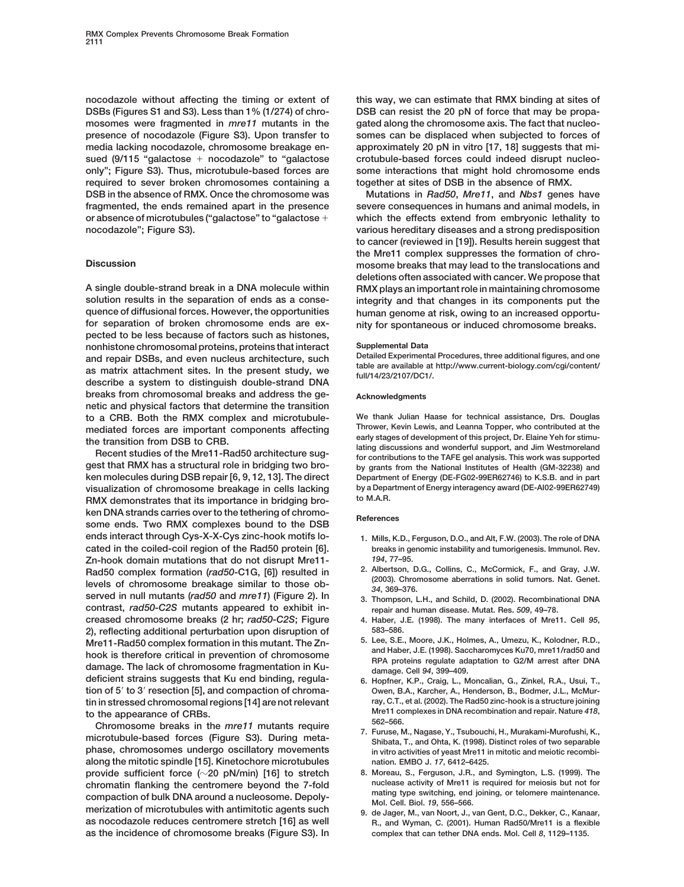nocodazole without affecting the timing or extent of DSBs (Figures S1 and S3). Less than 1% (1/274) of chromosomes were fragmented in *mre11* mutants in the presence of nocodazole (Figure S3). Upon transfer to media lacking nocodazole, chromosome breakage ensued (9/115 "galactose + nocodazole" to "galactose only"; Figure S3). Thus, microtubule-based forces are required to sever broken chromosomes containing a DSB in the absence of RMX. Once the chromosome was fragmented, the ends remained apart in the presence or absence of microtubules ("galactose" to "galactose + nocodazole"; Figure S3).

## Discussion

A single double-strand break in a DNA molecule within solution results in the separation of ends as a consequence of diffusional forces. However, the opportunities for separation of broken chromosome ends are expected to be less because of factors such as histones, nonhistone chromosomal proteins, proteins that interact and repair DSBs, and even nucleus architecture, such as matrix attachment sites. In the present study, we describe a system to distinguish double-strand DNA breaks from chromosomal breaks and address the genetic and physical factors that determine the transition to a CRB. Both the RMX complex and microtubule-mediated forces are important components affecting the transition from DSB to CRB.

Recent studies of the Mre11-Rad50 architecture suggest that RMX has a structural role in bridging two broken molecules during DSB repair [6, 9, 12, 13]. The direct visualization of chromosome breakage in cells lacking RMX demonstrates that its importance in bridging broken DNA strands carries over to the tethering of chromosome ends. Two RMX complexes bound to the DSB ends interact through Cys-X-X-Cys zinc-hook motifs located in the coiled-coil region of the Rad50 protein [6]. Zn-hook domain mutations that do not disrupt Mre11-Rad50 complex formation (*rad50*-C1G, [6]) resulted in levels of chromosome breakage similar to those observed in null mutants (*rad50* and *mre11*) (Figure 2). In contrast, *rad50-C2S* mutants appeared to exhibit increased chromosome breaks (2 hr; *rad50-C2S*; Figure 2), reflecting additional perturbation upon disruption of Mre11-Rad50 complex formation in this mutant. The Zn-hook is therefore critical in prevention of chromosome damage. The lack of chromosome fragmentation in Ku-deficient strains suggests that Ku end binding, regulation of 5′ to 3′ resection [5], and compaction of chromatin in stressed chromosomal regions [14] are not relevant to the appearance of CRBs.

Chromosome breaks in the *mre11* mutants require microtubule-based forces (Figure S3). During metaphase, chromosomes undergo oscillatory movements along the mitotic spindle [15]. Kinetochore microtubules provide sufficient force (~20 pN/min) [16] to stretch chromatin flanking the centromere beyond the 7-fold compaction of bulk DNA around a nucleosome. Depolymerization of microtubules with antimitotic agents such as nocodazole reduces centromere stretch [16] as well as the incidence of chromosome breaks (Figure S3). In this way, we can estimate that RMX binding at sites of DSB can resist the 20 pN of force that may be propagated along the chromosome axis. The fact that nucleosomes can be displaced when subjected to forces of approximately 20 pN in vitro [17, 18] suggests that microtubule-based forces could indeed disrupt nucleosome interactions that might hold chromosome ends together at sites of DSB in the absence of RMX.

Mutations in *Rad50*, *Mre11*, and *Nbs1* genes have severe consequences in humans and animal models, in which the effects extend from embryonic lethality to various hereditary diseases and a strong predisposition to cancer (reviewed in [19]). Results herein suggest that the Mre11 complex suppresses the formation of chromosome breaks that may lead to the translocations and deletions often associated with cancer. We propose that RMX plays an important role in maintaining chromosome integrity and that changes in its components put the human genome at risk, owing to an increased opportunity for spontaneous or induced chromosome breaks.

### Supplemental Data

Detailed Experimental Procedures, three additional figures, and one table are available at http://www.current-biology.com/cgi/content/full/14/23/2107/DC1/.

### Acknowledgments

We thank Julian Haase for technical assistance, Drs. Douglas Thrower, Kevin Lewis, and Leanna Topper, who contributed at the early stages of development of this project, Dr. Elaine Yeh for stimulating discussions and wonderful support, and Jim Westmoreland for contributions to the TAFE gel analysis. This work was supported by grants from the National Institutes of Health (GM-32238) and Department of Energy (DE-FG02-99ER62746) to K.S.B. and in part by a Department of Energy interagency award (DE-AI02-99ER62749) to M.A.R.

### References

1. Mills, K.D., Ferguson, D.O., and Alt, F.W. (2003). The role of DNA breaks in genomic instability and tumorigenesis. Immunol. Rev. *194*, 77–95.
2. Albertson, D.G., Collins, C., McCormick, F., and Gray, J.W. (2003). Chromosome aberrations in solid tumors. Nat. Genet. *34*, 369–376.
3. Thompson, L.H., and Schild, D. (2002). Recombinational DNA repair and human disease. Mutat. Res. *509*, 49–78.
4. Haber, J.E. (1998). The many interfaces of Mre11. Cell *95*, 583–586.
5. Lee, S.E., Moore, J.K., Holmes, A., Umezu, K., Kolodner, R.D., and Haber, J.E. (1998). Saccharomyces Ku70, mre11/rad50 and RPA proteins regulate adaptation to G2/M arrest after DNA damage. Cell *94*, 399–409.
6. Hopfner, K.P., Craig, L., Moncalian, G., Zinkel, R.A., Usui, T., Owen, B.A., Karcher, A., Henderson, B., Bodmer, J.L., McMurray, C.T., et al. (2002). The Rad50 zinc-hook is a structure joining Mre11 complexes in DNA recombination and repair. Nature *418*, 562–566.
7. Furuse, M., Nagase, Y., Tsubouchi, H., Murakami-Murofushi, K., Shibata, T., and Ohta, K. (1998). Distinct roles of two separable in vitro activities of yeast Mre11 in mitotic and meiotic recombination. EMBO J. *17*, 6412–6425.
8. Moreau, S., Ferguson, J.R., and Symington, L.S. (1999). The nuclease activity of Mre11 is required for meiosis but not for mating type switching, end joining, or telomere maintenance. Mol. Cell. Biol. *19*, 556–566.
9. de Jager, M., van Noort, J., van Gent, D.C., Dekker, C., Kanaar, R., and Wyman, C. (2001). Human Rad50/Mre11 is a flexible complex that can tether DNA ends. Mol. Cell *8*, 1129–1135.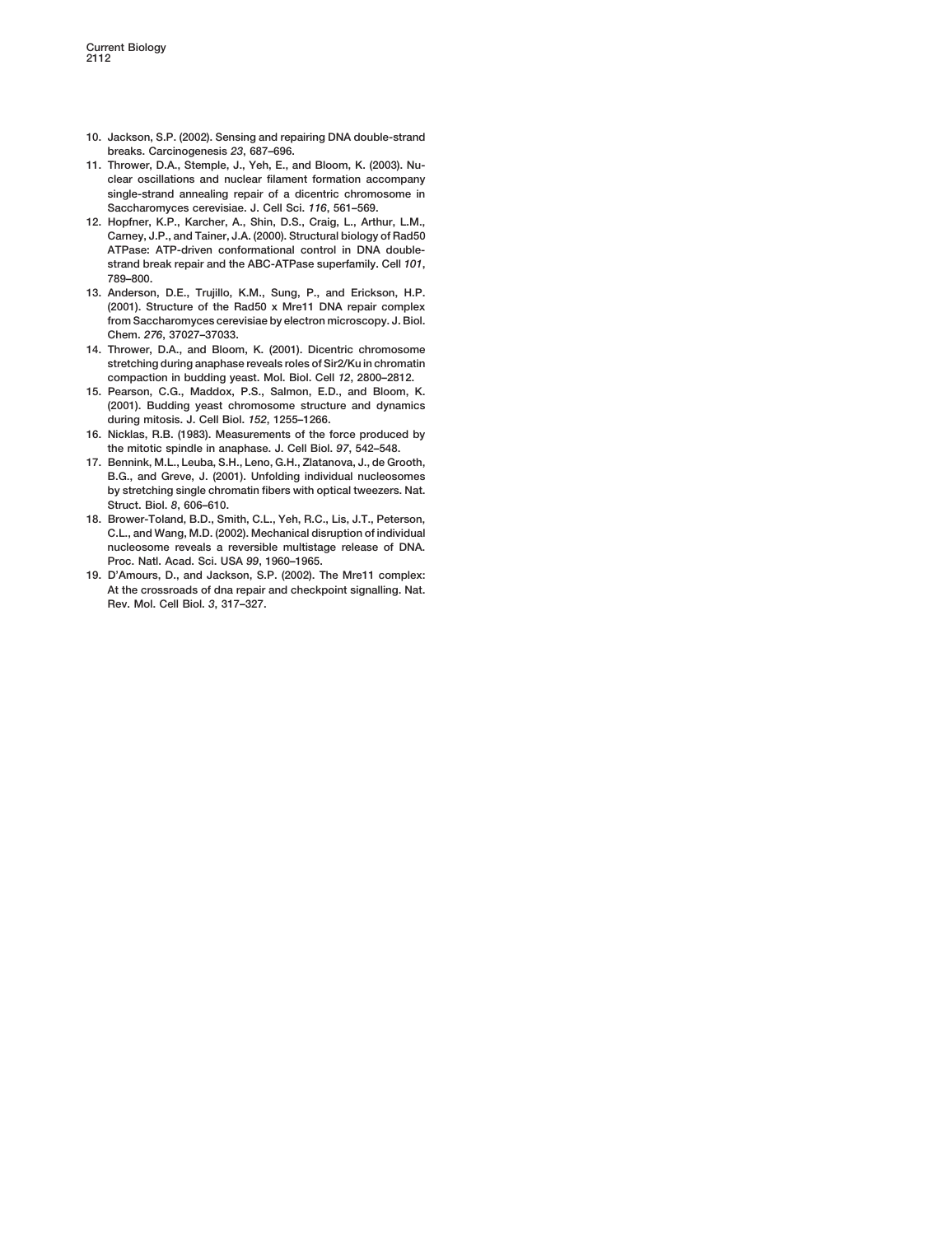10. Jackson, S.P. (2002). Sensing and repairing DNA double-strand breaks. Carcinogenesis *23*, 687–696.
11. Thrower, D.A., Stemple, J., Yeh, E., and Bloom, K. (2003). Nuclear oscillations and nuclear filament formation accompany single-strand annealing repair of a dicentric chromosome in Saccharomyces cerevisiae. J. Cell Sci. *116*, 561–569.
12. Hopfner, K.P., Karcher, A., Shin, D.S., Craig, L., Arthur, L.M., Carney, J.P., and Tainer, J.A. (2000). Structural biology of Rad50 ATPase: ATP-driven conformational control in DNA double-strand break repair and the ABC-ATPase superfamily. Cell *101*, 789–800.
13. Anderson, D.E., Trujillo, K.M., Sung, P., and Erickson, H.P. (2001). Structure of the Rad50 x Mre11 DNA repair complex from Saccharomyces cerevisiae by electron microscopy. J. Biol. Chem. *276*, 37027–37033.
14. Thrower, D.A., and Bloom, K. (2001). Dicentric chromosome stretching during anaphase reveals roles of Sir2/Ku in chromatin compaction in budding yeast. Mol. Biol. Cell *12*, 2800–2812.
15. Pearson, C.G., Maddox, P.S., Salmon, E.D., and Bloom, K. (2001). Budding yeast chromosome structure and dynamics during mitosis. J. Cell Biol. *152*, 1255–1266.
16. Nicklas, R.B. (1983). Measurements of the force produced by the mitotic spindle in anaphase. J. Cell Biol. *97*, 542–548.
17. Bennink, M.L., Leuba, S.H., Leno, G.H., Zlatanova, J., de Grooth, B.G., and Greve, J. (2001). Unfolding individual nucleosomes by stretching single chromatin fibers with optical tweezers. Nat. Struct. Biol. *8*, 606–610.
18. Brower-Toland, B.D., Smith, C.L., Yeh, R.C., Lis, J.T., Peterson, C.L., and Wang, M.D. (2002). Mechanical disruption of individual nucleosome reveals a reversible multistage release of DNA. Proc. Natl. Acad. Sci. USA *99*, 1960–1965.
19. D'Amours, D., and Jackson, S.P. (2002). The Mre11 complex: At the crossroads of dna repair and checkpoint signalling. Nat. Rev. Mol. Cell Biol. *3*, 317–327.